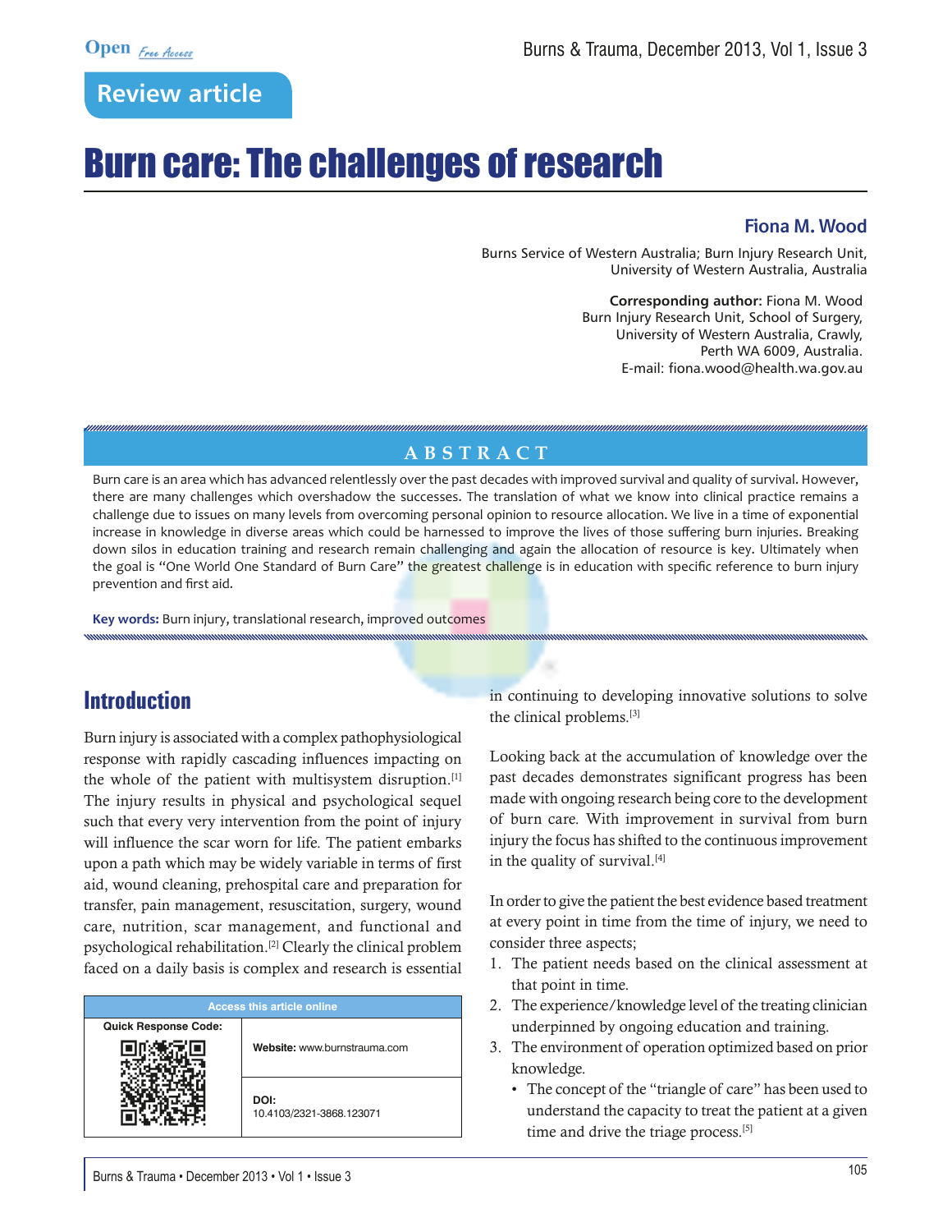Review article

# Burn care: The challenges of research

**Fiona M. Wood**

Burns Service of Western Australia; Burn Injury Research Unit, University of Western Australia, Australia

**Corresponding author:** Fiona M. Wood
Burn Injury Research Unit, School of Surgery, University of Western Australia, Crawly, Perth WA 6009, Australia.
E-mail: fiona.wood@health.wa.gov.au

## ABSTRACT

Burn care is an area which has advanced relentlessly over the past decades with improved survival and quality of survival. However, there are many challenges which overshadow the successes. The translation of what we know into clinical practice remains a challenge due to issues on many levels from overcoming personal opinion to resource allocation. We live in a time of exponential increase in knowledge in diverse areas which could be harnessed to improve the lives of those suffering burn injuries. Breaking down silos in education training and research remain challenging and again the allocation of resource is key. Ultimately when the goal is "One World One Standard of Burn Care" the greatest challenge is in education with specific reference to burn injury prevention and first aid.

**Key words:** Burn injury, translational research, improved outcomes

| Access this article online | |
|---|---|
| Quick Response Code: | **Website:** www.burnstrauma.com |
| | **DOI:** 10.4103/2321-3868.123071 |

## Introduction

Burn injury is associated with a complex pathophysiological response with rapidly cascading influences impacting on the whole of the patient with multisystem disruption.[1] The injury results in physical and psychological sequel such that every very intervention from the point of injury will influence the scar worn for life. The patient embarks upon a path which may be widely variable in terms of first aid, wound cleaning, prehospital care and preparation for transfer, pain management, resuscitation, surgery, wound care, nutrition, scar management, and functional and psychological rehabilitation.[2] Clearly the clinical problem faced on a daily basis is complex and research is essential in continuing to developing innovative solutions to solve the clinical problems.[3]

Looking back at the accumulation of knowledge over the past decades demonstrates significant progress has been made with ongoing research being core to the development of burn care. With improvement in survival from burn injury the focus has shifted to the continuous improvement in the quality of survival.[4]

In order to give the patient the best evidence based treatment at every point in time from the time of injury, we need to consider three aspects;

1. The patient needs based on the clinical assessment at that point in time.
2. The experience/knowledge level of the treating clinician underpinned by ongoing education and training.
3. The environment of operation optimized based on prior knowledge.
   - The concept of the "triangle of care" has been used to understand the capacity to treat the patient at a given time and drive the triage process.[5]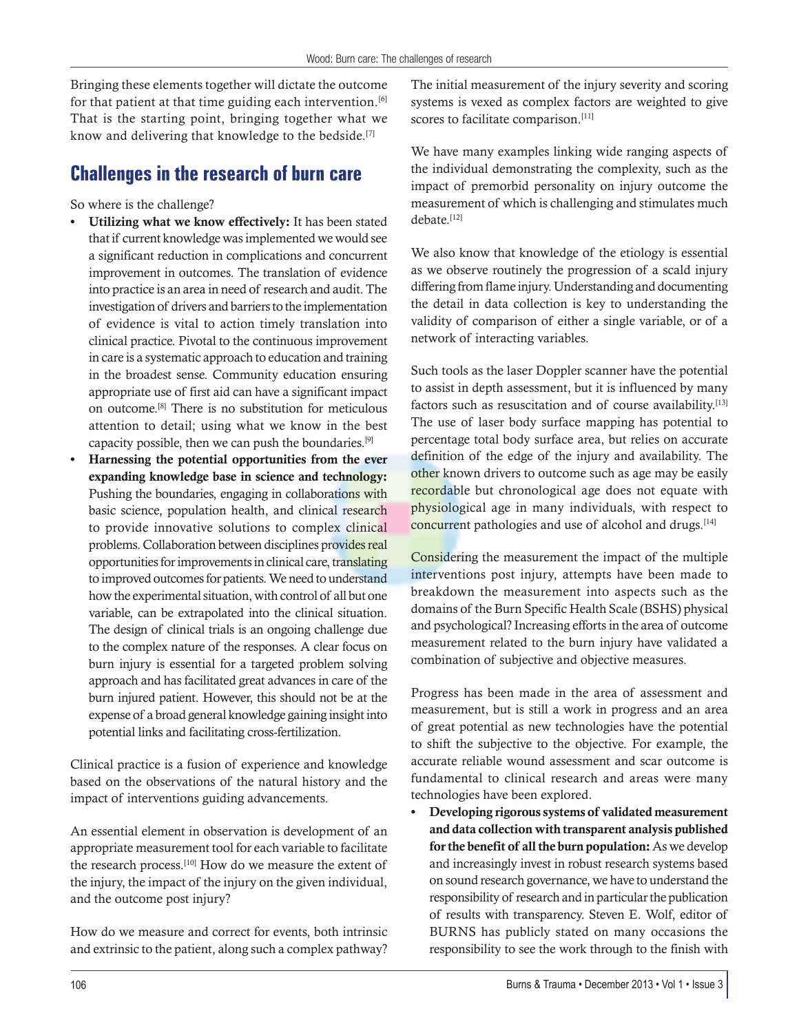Bringing these elements together will dictate the outcome for that patient at that time guiding each intervention.[6] That is the starting point, bringing together what we know and delivering that knowledge to the bedside.[7]

## Challenges in the research of burn care

So where is the challenge?

- **Utilizing what we know effectively:** It has been stated that if current knowledge was implemented we would see a significant reduction in complications and concurrent improvement in outcomes. The translation of evidence into practice is an area in need of research and audit. The investigation of drivers and barriers to the implementation of evidence is vital to action timely translation into clinical practice. Pivotal to the continuous improvement in care is a systematic approach to education and training in the broadest sense. Community education ensuring appropriate use of first aid can have a significant impact on outcome.[8] There is no substitution for meticulous attention to detail; using what we know in the best capacity possible, then we can push the boundaries.[9]
- **Harnessing the potential opportunities from the ever expanding knowledge base in science and technology:** Pushing the boundaries, engaging in collaborations with basic science, population health, and clinical research to provide innovative solutions to complex clinical problems. Collaboration between disciplines provides real opportunities for improvements in clinical care, translating to improved outcomes for patients. We need to understand how the experimental situation, with control of all but one variable, can be extrapolated into the clinical situation. The design of clinical trials is an ongoing challenge due to the complex nature of the responses. A clear focus on burn injury is essential for a targeted problem solving approach and has facilitated great advances in care of the burn injured patient. However, this should not be at the expense of a broad general knowledge gaining insight into potential links and facilitating cross-fertilization.

Clinical practice is a fusion of experience and knowledge based on the observations of the natural history and the impact of interventions guiding advancements.

An essential element in observation is development of an appropriate measurement tool for each variable to facilitate the research process.[10] How do we measure the extent of the injury, the impact of the injury on the given individual, and the outcome post injury?

How do we measure and correct for events, both intrinsic and extrinsic to the patient, along such a complex pathway? The initial measurement of the injury severity and scoring systems is vexed as complex factors are weighted to give scores to facilitate comparison.[11]

We have many examples linking wide ranging aspects of the individual demonstrating the complexity, such as the impact of premorbid personality on injury outcome the measurement of which is challenging and stimulates much debate.[12]

We also know that knowledge of the etiology is essential as we observe routinely the progression of a scald injury differing from flame injury. Understanding and documenting the detail in data collection is key to understanding the validity of comparison of either a single variable, or of a network of interacting variables.

Such tools as the laser Doppler scanner have the potential to assist in depth assessment, but it is influenced by many factors such as resuscitation and of course availability.[13] The use of laser body surface mapping has potential to percentage total body surface area, but relies on accurate definition of the edge of the injury and availability. The other known drivers to outcome such as age may be easily recordable but chronological age does not equate with physiological age in many individuals, with respect to concurrent pathologies and use of alcohol and drugs.[14]

Considering the measurement the impact of the multiple interventions post injury, attempts have been made to breakdown the measurement into aspects such as the domains of the Burn Specific Health Scale (BSHS) physical and psychological? Increasing efforts in the area of outcome measurement related to the burn injury have validated a combination of subjective and objective measures.

Progress has been made in the area of assessment and measurement, but is still a work in progress and an area of great potential as new technologies have the potential to shift the subjective to the objective. For example, the accurate reliable wound assessment and scar outcome is fundamental to clinical research and areas were many technologies have been explored.

- **Developing rigorous systems of validated measurement and data collection with transparent analysis published for the benefit of all the burn population:** As we develop and increasingly invest in robust research systems based on sound research governance, we have to understand the responsibility of research and in particular the publication of results with transparency. Steven E. Wolf, editor of BURNS has publicly stated on many occasions the responsibility to see the work through to the finish with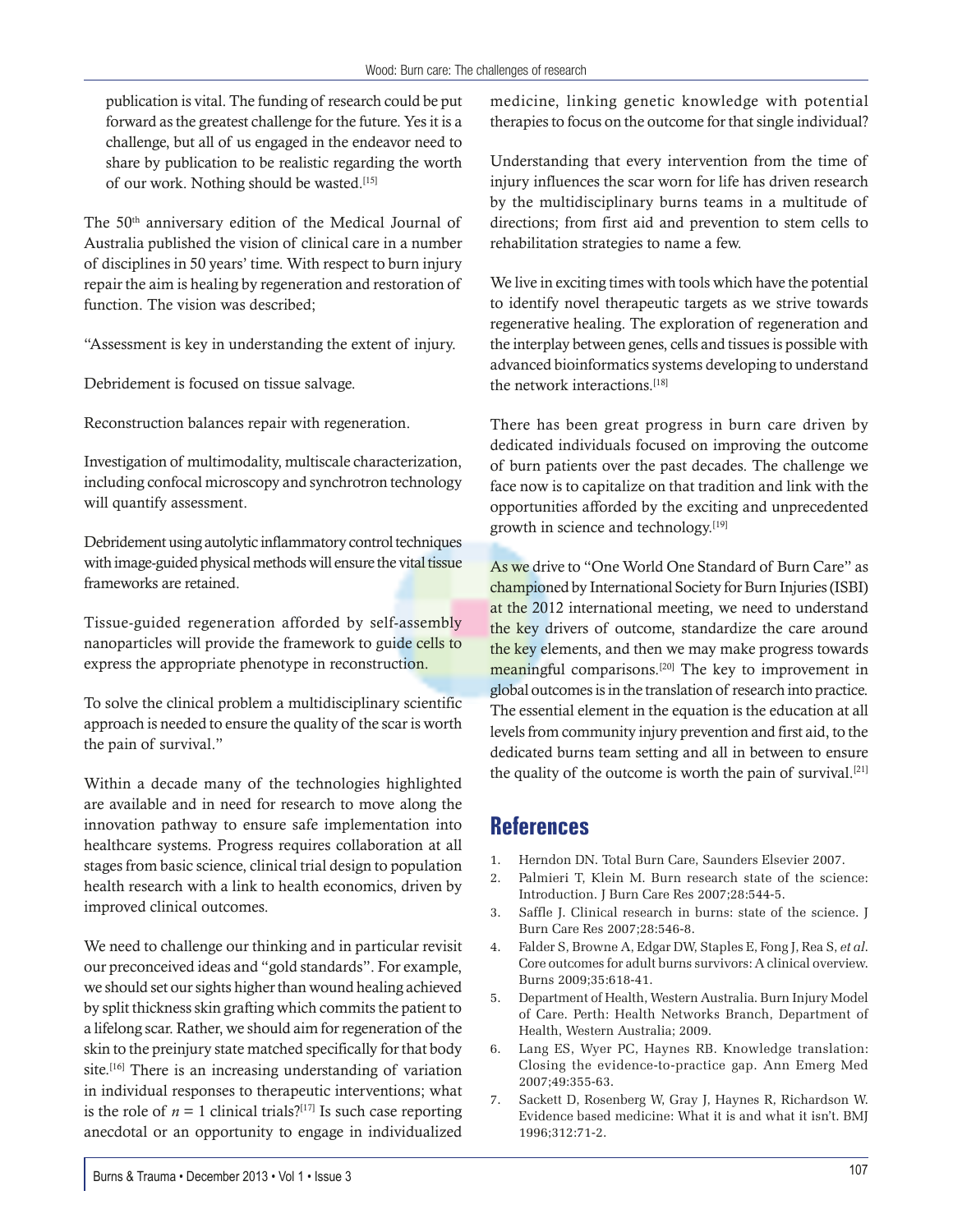publication is vital. The funding of research could be put forward as the greatest challenge for the future. Yes it is a challenge, but all of us engaged in the endeavor need to share by publication to be realistic regarding the worth of our work. Nothing should be wasted.[15]

The 50th anniversary edition of the Medical Journal of Australia published the vision of clinical care in a number of disciplines in 50 years' time. With respect to burn injury repair the aim is healing by regeneration and restoration of function. The vision was described;

"Assessment is key in understanding the extent of injury.

Debridement is focused on tissue salvage.

Reconstruction balances repair with regeneration.

Investigation of multimodality, multiscale characterization, including confocal microscopy and synchrotron technology will quantify assessment.

Debridement using autolytic inflammatory control techniques with image-guided physical methods will ensure the vital tissue frameworks are retained.

Tissue-guided regeneration afforded by self-assembly nanoparticles will provide the framework to guide cells to express the appropriate phenotype in reconstruction.

To solve the clinical problem a multidisciplinary scientific approach is needed to ensure the quality of the scar is worth the pain of survival."

Within a decade many of the technologies highlighted are available and in need for research to move along the innovation pathway to ensure safe implementation into healthcare systems. Progress requires collaboration at all stages from basic science, clinical trial design to population health research with a link to health economics, driven by improved clinical outcomes.

We need to challenge our thinking and in particular revisit our preconceived ideas and "gold standards". For example, we should set our sights higher than wound healing achieved by split thickness skin grafting which commits the patient to a lifelong scar. Rather, we should aim for regeneration of the skin to the preinjury state matched specifically for that body site.[16] There is an increasing understanding of variation in individual responses to therapeutic interventions; what is the role of $n = 1$ clinical trials?[17] Is such case reporting anecdotal or an opportunity to engage in individualized medicine, linking genetic knowledge with potential therapies to focus on the outcome for that single individual?

Understanding that every intervention from the time of injury influences the scar worn for life has driven research by the multidisciplinary burns teams in a multitude of directions; from first aid and prevention to stem cells to rehabilitation strategies to name a few.

We live in exciting times with tools which have the potential to identify novel therapeutic targets as we strive towards regenerative healing. The exploration of regeneration and the interplay between genes, cells and tissues is possible with advanced bioinformatics systems developing to understand the network interactions.[18]

There has been great progress in burn care driven by dedicated individuals focused on improving the outcome of burn patients over the past decades. The challenge we face now is to capitalize on that tradition and link with the opportunities afforded by the exciting and unprecedented growth in science and technology.[19]

As we drive to "One World One Standard of Burn Care" as championed by International Society for Burn Injuries (ISBI) at the 2012 international meeting, we need to understand the key drivers of outcome, standardize the care around the key elements, and then we may make progress towards meaningful comparisons.[20] The key to improvement in global outcomes is in the translation of research into practice. The essential element in the equation is the education at all levels from community injury prevention and first aid, to the dedicated burns team setting and all in between to ensure the quality of the outcome is worth the pain of survival.[21]

## References

1. Herndon DN. Total Burn Care, Saunders Elsevier 2007.
2. Palmieri T, Klein M. Burn research state of the science: Introduction. J Burn Care Res 2007;28:544-5.
3. Saffle J. Clinical research in burns: state of the science. J Burn Care Res 2007;28:546-8.
4. Falder S, Browne A, Edgar DW, Staples E, Fong J, Rea S, *et al*. Core outcomes for adult burns survivors: A clinical overview. Burns 2009;35:618-41.
5. Department of Health, Western Australia. Burn Injury Model of Care. Perth: Health Networks Branch, Department of Health, Western Australia; 2009.
6. Lang ES, Wyer PC, Haynes RB. Knowledge translation: Closing the evidence-to-practice gap. Ann Emerg Med 2007;49:355-63.
7. Sackett D, Rosenberg W, Gray J, Haynes R, Richardson W. Evidence based medicine: What it is and what it isn't. BMJ 1996;312:71-2.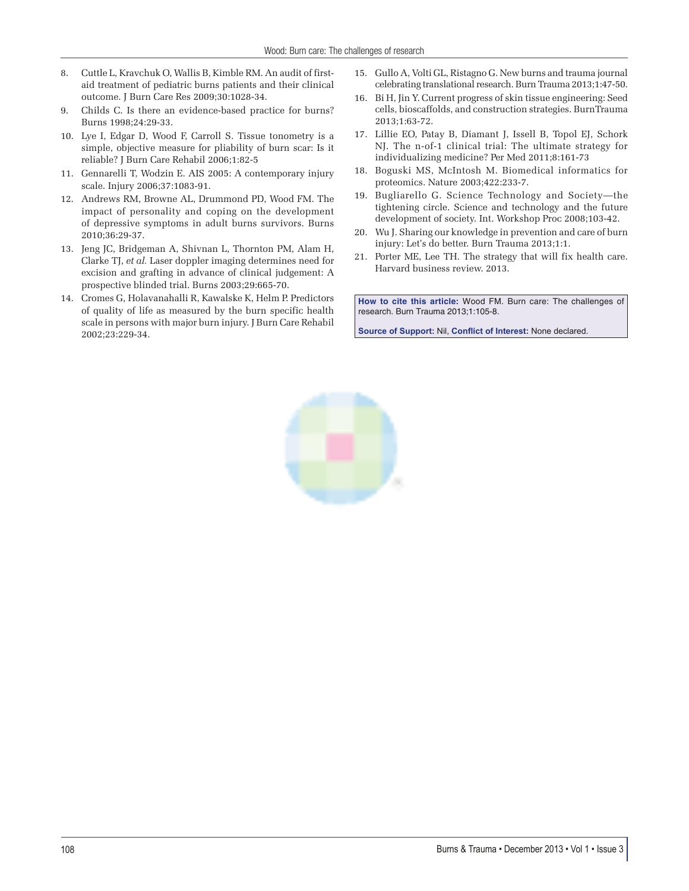8. Cuttle L, Kravchuk O, Wallis B, Kimble RM. An audit of first-aid treatment of pediatric burns patients and their clinical outcome. J Burn Care Res 2009;30:1028-34.
9. Childs C. Is there an evidence-based practice for burns? Burns 1998;24:29-33.
10. Lye I, Edgar D, Wood F, Carroll S. Tissue tonometry is a simple, objective measure for pliability of burn scar: Is it reliable? J Burn Care Rehabil 2006;1:82-5
11. Gennarelli T, Wodzin E. AIS 2005: A contemporary injury scale. Injury 2006;37:1083-91.
12. Andrews RM, Browne AL, Drummond PD, Wood FM. The impact of personality and coping on the development of depressive symptoms in adult burns survivors. Burns 2010;36:29-37.
13. Jeng JC, Bridgeman A, Shivnan L, Thornton PM, Alam H, Clarke TJ, *et al.* Laser doppler imaging determines need for excision and grafting in advance of clinical judgement: A prospective blinded trial. Burns 2003;29:665-70.
14. Cromes G, Holavanahalli R, Kawalske K, Helm P. Predictors of quality of life as measured by the burn specific health scale in persons with major burn injury. J Burn Care Rehabil 2002;23:229-34.
15. Gullo A, Volti GL, Ristagno G. New burns and trauma journal celebrating translational research. Burn Trauma 2013;1:47-50.
16. Bi H, Jin Y. Current progress of skin tissue engineering: Seed cells, bioscaffolds, and construction strategies. BurnTrauma 2013;1:63-72.
17. Lillie EO, Patay B, Diamant J, Issell B, Topol EJ, Schork NJ. The n-of-1 clinical trial: The ultimate strategy for individualizing medicine? Per Med 2011;8:161-73
18. Boguski MS, McIntosh M. Biomedical informatics for proteomics. Nature 2003;422:233-7.
19. Bugliarello G. Science Technology and Society—the tightening circle. Science and technology and the future development of society. Int. Workshop Proc 2008;103-42.
20. Wu J. Sharing our knowledge in prevention and care of burn injury: Let's do better. Burn Trauma 2013;1:1.
21. Porter ME, Lee TH. The strategy that will fix health care. Harvard business review. 2013.

**How to cite this article:** Wood FM. Burn care: The challenges of research. Burn Trauma 2013;1:105-8.

**Source of Support:** Nil, **Conflict of Interest:** None declared.